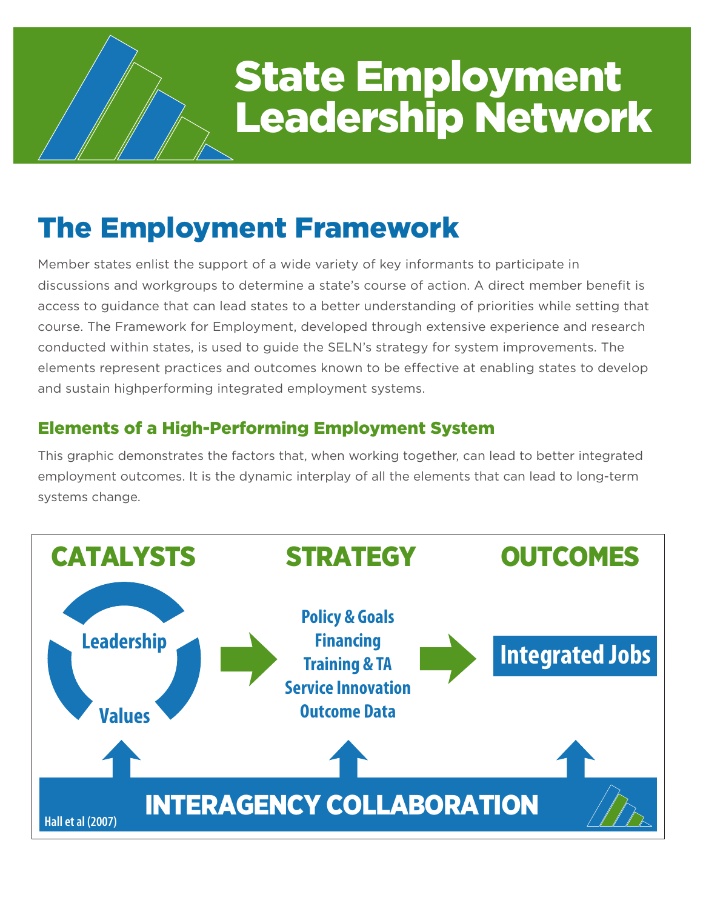# State Employment Leadership Network

## The Employment Framework

Member states enlist the support of a wide variety of key informants to participate in discussions and workgroups to determine a state's course of action. A direct member benefit is access to guidance that can lead states to a better understanding of priorities while setting that course. The Framework for Employment, developed through extensive experience and research conducted within states, is used to guide the SELN's strategy for system improvements. The elements represent practices and outcomes known to be effective at enabling states to develop and sustain highperforming integrated employment systems.

### Elements of a High-Performing Employment System

This graphic demonstrates the factors that, when working together, can lead to better integrated employment outcomes. It is the dynamic interplay of all the elements that can lead to long-term systems change.

**CATALYSTS**

- Leadership
- Values

**STRATEGY**

- Policy & Goals
- Financing
- Training & TA
- Service Innovation
- Outcome Data

**OUTCOMES**

- Integrated Jobs

**INTERAGENCY COLLABORATION**

Hall et al (2007)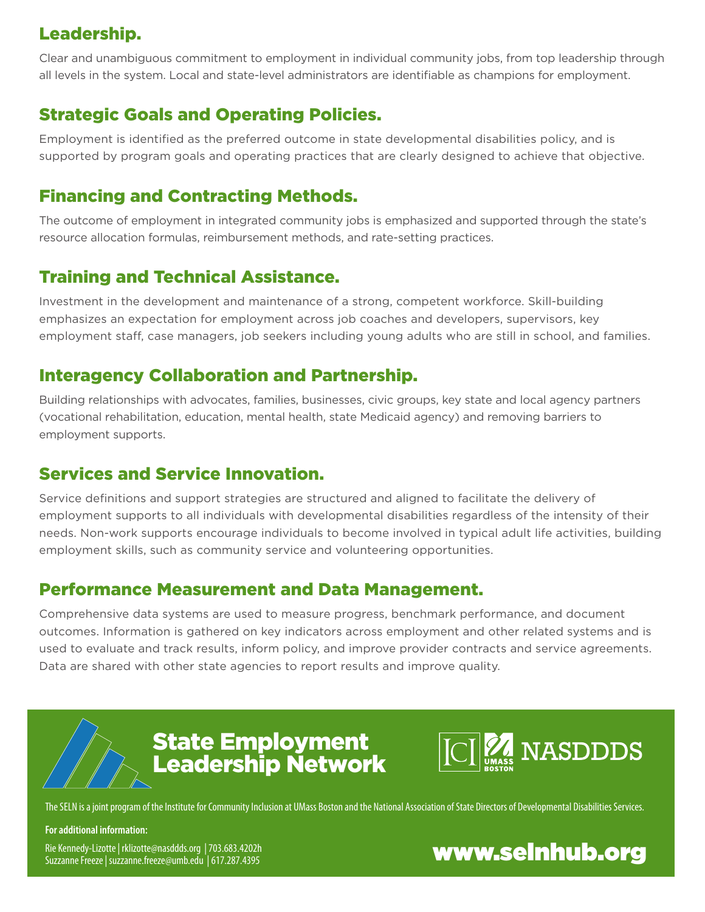## Leadership.

Clear and unambiguous commitment to employment in individual community jobs, from top leadership through all levels in the system. Local and state-level administrators are identifiable as champions for employment.

## Strategic Goals and Operating Policies.

Employment is identified as the preferred outcome in state developmental disabilities policy, and is supported by program goals and operating practices that are clearly designed to achieve that objective.

## Financing and Contracting Methods.

The outcome of employment in integrated community jobs is emphasized and supported through the state's resource allocation formulas, reimbursement methods, and rate-setting practices.

## Training and Technical Assistance.

Investment in the development and maintenance of a strong, competent workforce. Skill-building emphasizes an expectation for employment across job coaches and developers, supervisors, key employment staff, case managers, job seekers including young adults who are still in school, and families.

## Interagency Collaboration and Partnership.

Building relationships with advocates, families, businesses, civic groups, key state and local agency partners (vocational rehabilitation, education, mental health, state Medicaid agency) and removing barriers to employment supports.

## Services and Service Innovation.

Service definitions and support strategies are structured and aligned to facilitate the delivery of employment supports to all individuals with developmental disabilities regardless of the intensity of their needs. Non-work supports encourage individuals to become involved in typical adult life activities, building employment skills, such as community service and volunteering opportunities.

## Performance Measurement and Data Management.

Comprehensive data systems are used to measure progress, benchmark performance, and document outcomes. Information is gathered on key indicators across employment and other related systems and is used to evaluate and track results, inform policy, and improve provider contracts and service agreements. Data are shared with other state agencies to report results and improve quality.

**State Employment Leadership Network**

ICI UMASS BOSTON NASDDDS

The SELN is a joint program of the Institute for Community Inclusion at UMass Boston and the National Association of State Directors of Developmental Disabilities Services.

**For additional information:**

Rie Kennedy-Lizotte | rklizotte@nasddds.org | 703.683.4202h
Suzzanne Freeze | suzzanne.freeze@umb.edu | 617.287.4395

**www.selnhub.org**